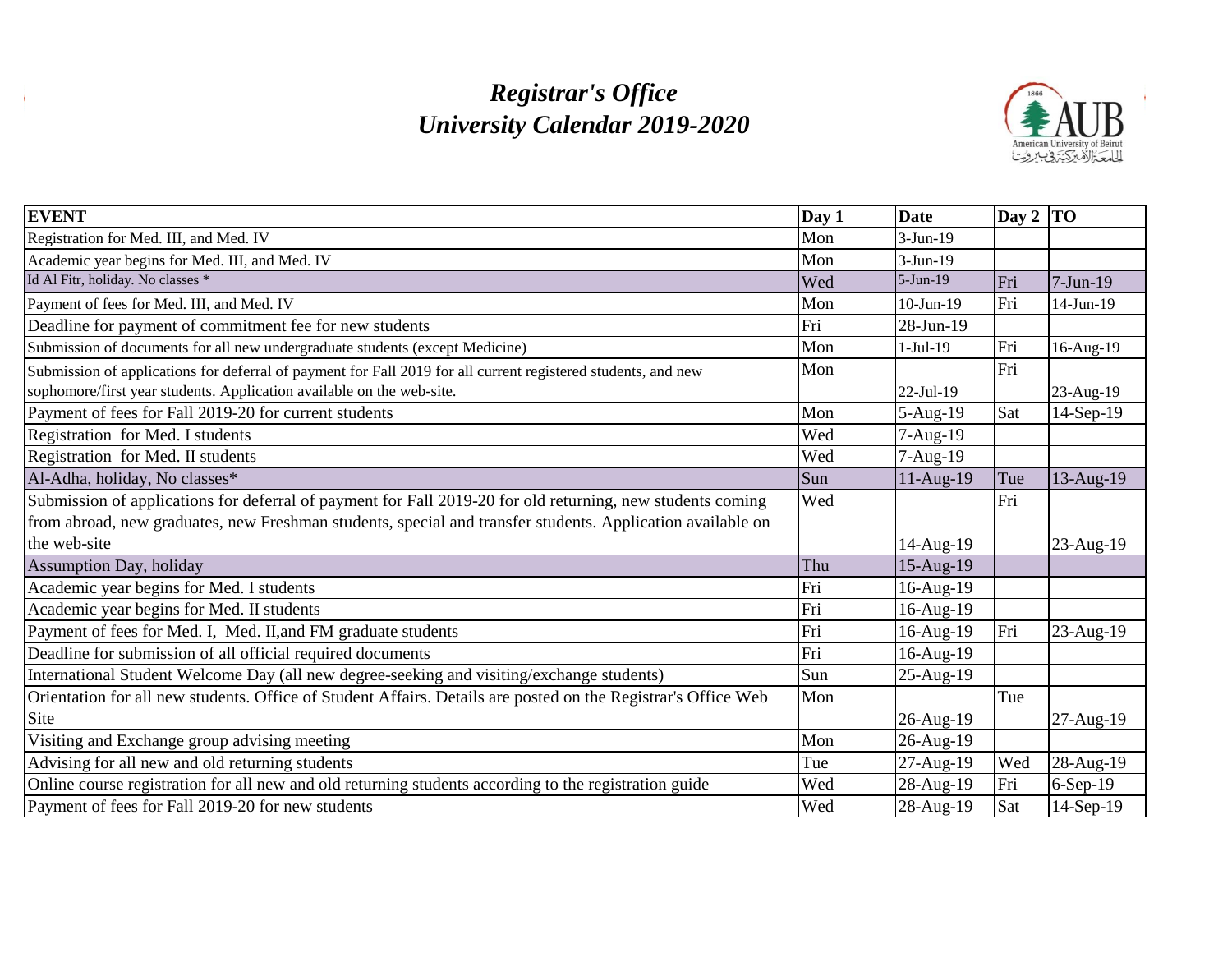# *Registrar's Office*
# *University Calendar 2019-2020*

| EVENT | Day 1 | Date | Day 2 | TO |
|---|---|---|---|---|
| Registration for Med. III, and Med. IV | Mon | 3-Jun-19 | | |
| Academic year begins for Med. III, and Med. IV | Mon | 3-Jun-19 | | |
| Id Al Fitr, holiday. No classes * | Wed | 5-Jun-19 | Fri | 7-Jun-19 |
| Payment of fees for Med. III, and Med. IV | Mon | 10-Jun-19 | Fri | 14-Jun-19 |
| Deadline for payment of commitment fee for new students | Fri | 28-Jun-19 | | |
| Submission of documents for all new undergraduate students (except Medicine) | Mon | 1-Jul-19 | Fri | 16-Aug-19 |
| Submission of applications for deferral of payment for Fall 2019 for all current registered students, and new sophomore/first year students. Application available on the web-site. | Mon | 22-Jul-19 | Fri | 23-Aug-19 |
| Payment of fees for Fall 2019-20 for current students | Mon | 5-Aug-19 | Sat | 14-Sep-19 |
| Registration for Med. I students | Wed | 7-Aug-19 | | |
| Registration for Med. II students | Wed | 7-Aug-19 | | |
| Al-Adha, holiday, No classes* | Sun | 11-Aug-19 | Tue | 13-Aug-19 |
| Submission of applications for deferral of payment for Fall 2019-20 for old returning, new students coming from abroad, new graduates, new Freshman students, special and transfer students. Application available on the web-site | Wed | 14-Aug-19 | Fri | 23-Aug-19 |
| Assumption Day, holiday | Thu | 15-Aug-19 | | |
| Academic year begins for Med. I students | Fri | 16-Aug-19 | | |
| Academic year begins for Med. II students | Fri | 16-Aug-19 | | |
| Payment of fees for Med. I, Med. II,and FM graduate students | Fri | 16-Aug-19 | Fri | 23-Aug-19 |
| Deadline for submission of all official required documents | Fri | 16-Aug-19 | | |
| International Student Welcome Day (all new degree-seeking and visiting/exchange students) | Sun | 25-Aug-19 | | |
| Orientation for all new students. Office of Student Affairs. Details are posted on the Registrar's Office Web Site | Mon | 26-Aug-19 | Tue | 27-Aug-19 |
| Visiting and Exchange group advising meeting | Mon | 26-Aug-19 | | |
| Advising for all new and old returning students | Tue | 27-Aug-19 | Wed | 28-Aug-19 |
| Online course registration for all new and old returning students according to the registration guide | Wed | 28-Aug-19 | Fri | 6-Sep-19 |
| Payment of fees for Fall 2019-20 for new students | Wed | 28-Aug-19 | Sat | 14-Sep-19 |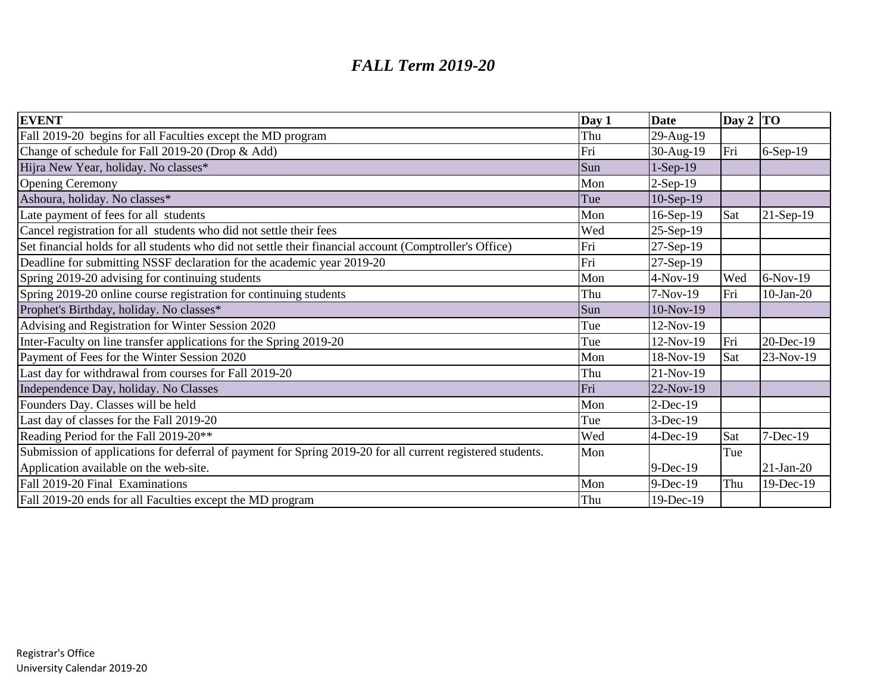# *FALL Term 2019-20*

| EVENT | Day 1 | Date | Day 2 | TO |
|---|---|---|---|---|
| Fall 2019-20 begins for all Faculties except the MD program | Thu | 29-Aug-19 | | |
| Change of schedule for Fall 2019-20 (Drop & Add) | Fri | 30-Aug-19 | Fri | 6-Sep-19 |
| Hijra New Year, holiday. No classes* | Sun | 1-Sep-19 | | |
| Opening Ceremony | Mon | 2-Sep-19 | | |
| Ashoura, holiday. No classes* | Tue | 10-Sep-19 | | |
| Late payment of fees for all students | Mon | 16-Sep-19 | Sat | 21-Sep-19 |
| Cancel registration for all students who did not settle their fees | Wed | 25-Sep-19 | | |
| Set financial holds for all students who did not settle their financial account (Comptroller's Office) | Fri | 27-Sep-19 | | |
| Deadline for submitting NSSF declaration for the academic year 2019-20 | Fri | 27-Sep-19 | | |
| Spring 2019-20 advising for continuing students | Mon | 4-Nov-19 | Wed | 6-Nov-19 |
| Spring 2019-20 online course registration for continuing students | Thu | 7-Nov-19 | Fri | 10-Jan-20 |
| Prophet's Birthday, holiday. No classes* | Sun | 10-Nov-19 | | |
| Advising and Registration for Winter Session 2020 | Tue | 12-Nov-19 | | |
| Inter-Faculty on line transfer applications for the Spring 2019-20 | Tue | 12-Nov-19 | Fri | 20-Dec-19 |
| Payment of Fees for the Winter Session 2020 | Mon | 18-Nov-19 | Sat | 23-Nov-19 |
| Last day for withdrawal from courses for Fall 2019-20 | Thu | 21-Nov-19 | | |
| Independence Day, holiday. No Classes | Fri | 22-Nov-19 | | |
| Founders Day. Classes will be held | Mon | 2-Dec-19 | | |
| Last day of classes for the Fall 2019-20 | Tue | 3-Dec-19 | | |
| Reading Period for the Fall 2019-20** | Wed | 4-Dec-19 | Sat | 7-Dec-19 |
| Submission of applications for deferral of payment for Spring 2019-20 for all current registered students. Application available on the web-site. | Mon | 9-Dec-19 | Tue | 21-Jan-20 |
| Fall 2019-20 Final Examinations | Mon | 9-Dec-19 | Thu | 19-Dec-19 |
| Fall 2019-20 ends for all Faculties except the MD program | Thu | 19-Dec-19 | | |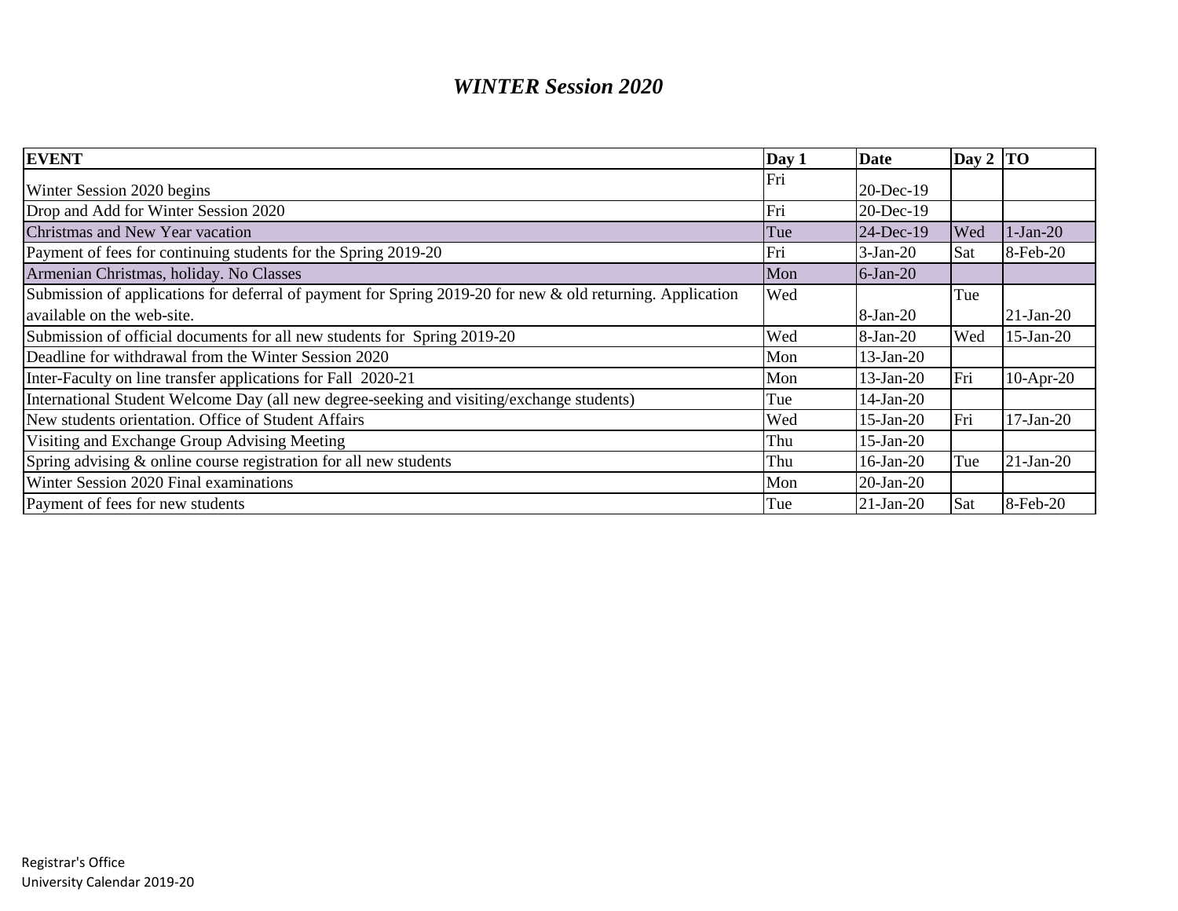### *WINTER Session 2020*

| EVENT | Day 1 | Date | Day 2 | TO |
|---|---|---|---|---|
| Winter Session 2020 begins | Fri | 20-Dec-19 | | |
| Drop and Add for Winter Session 2020 | Fri | 20-Dec-19 | | |
| Christmas and New Year vacation | Tue | 24-Dec-19 | Wed | 1-Jan-20 |
| Payment of fees for continuing students for the Spring 2019-20 | Fri | 3-Jan-20 | Sat | 8-Feb-20 |
| Armenian Christmas, holiday. No Classes | Mon | 6-Jan-20 | | |
| Submission of applications for deferral of payment for Spring 2019-20 for new & old returning. Application available on the web-site. | Wed | 8-Jan-20 | Tue | 21-Jan-20 |
| Submission of official documents for all new students for Spring 2019-20 | Wed | 8-Jan-20 | Wed | 15-Jan-20 |
| Deadline for withdrawal from the Winter Session 2020 | Mon | 13-Jan-20 | | |
| Inter-Faculty on line transfer applications for Fall 2020-21 | Mon | 13-Jan-20 | Fri | 10-Apr-20 |
| International Student Welcome Day (all new degree-seeking and visiting/exchange students) | Tue | 14-Jan-20 | | |
| New students orientation. Office of Student Affairs | Wed | 15-Jan-20 | Fri | 17-Jan-20 |
| Visiting and Exchange Group Advising Meeting | Thu | 15-Jan-20 | | |
| Spring advising & online course registration for all new students | Thu | 16-Jan-20 | Tue | 21-Jan-20 |
| Winter Session 2020 Final examinations | Mon | 20-Jan-20 | | |
| Payment of fees for new students | Tue | 21-Jan-20 | Sat | 8-Feb-20 |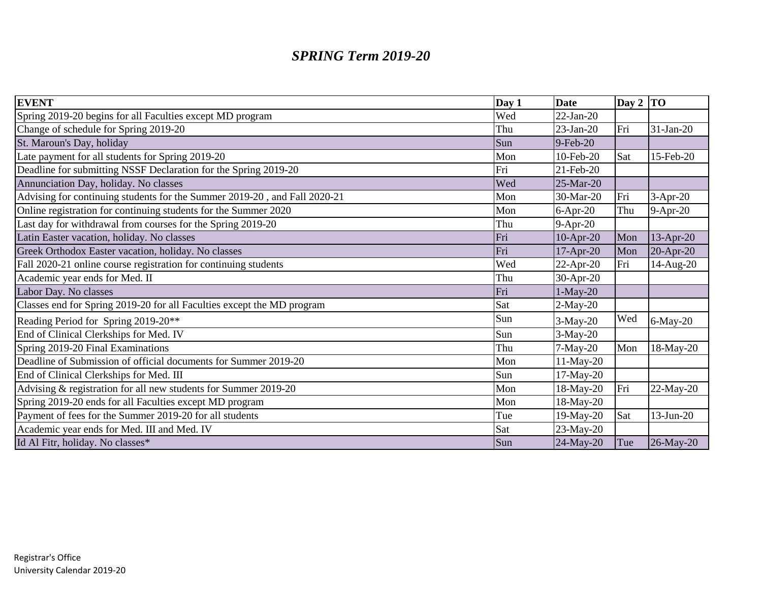# *SPRING Term 2019-20*

| EVENT | Day 1 | Date | Day 2 | TO |
|---|---|---|---|---|
| Spring 2019-20 begins for all Faculties except MD program | Wed | 22-Jan-20 | | |
| Change of schedule for Spring 2019-20 | Thu | 23-Jan-20 | Fri | 31-Jan-20 |
| St. Maroun's Day, holiday | Sun | 9-Feb-20 | | |
| Late payment for all students for Spring 2019-20 | Mon | 10-Feb-20 | Sat | 15-Feb-20 |
| Deadline for submitting NSSF Declaration for the Spring 2019-20 | Fri | 21-Feb-20 | | |
| Annunciation Day, holiday. No classes | Wed | 25-Mar-20 | | |
| Advising for continuing students for the Summer 2019-20 , and Fall 2020-21 | Mon | 30-Mar-20 | Fri | 3-Apr-20 |
| Online registration for continuing students for the Summer 2020 | Mon | 6-Apr-20 | Thu | 9-Apr-20 |
| Last day for withdrawal from courses for the Spring 2019-20 | Thu | 9-Apr-20 | | |
| Latin Easter vacation, holiday. No classes | Fri | 10-Apr-20 | Mon | 13-Apr-20 |
| Greek Orthodox Easter vacation, holiday. No classes | Fri | 17-Apr-20 | Mon | 20-Apr-20 |
| Fall 2020-21 online course registration for continuing students | Wed | 22-Apr-20 | Fri | 14-Aug-20 |
| Academic year ends for Med. II | Thu | 30-Apr-20 | | |
| Labor Day. No classes | Fri | 1-May-20 | | |
| Classes end for Spring 2019-20 for all Faculties except the MD program | Sat | 2-May-20 | | |
| Reading Period for Spring 2019-20** | Sun | 3-May-20 | Wed | 6-May-20 |
| End of Clinical Clerkships for Med. IV | Sun | 3-May-20 | | |
| Spring 2019-20 Final Examinations | Thu | 7-May-20 | Mon | 18-May-20 |
| Deadline of Submission of official documents for Summer 2019-20 | Mon | 11-May-20 | | |
| End of Clinical Clerkships for Med. III | Sun | 17-May-20 | | |
| Advising & registration for all new students for Summer 2019-20 | Mon | 18-May-20 | Fri | 22-May-20 |
| Spring 2019-20 ends for all Faculties except MD program | Mon | 18-May-20 | | |
| Payment of fees for the Summer 2019-20 for all students | Tue | 19-May-20 | Sat | 13-Jun-20 |
| Academic year ends for Med. III and Med. IV | Sat | 23-May-20 | | |
| Id Al Fitr, holiday. No classes* | Sun | 24-May-20 | Tue | 26-May-20 |

Registrar's Office
University Calendar 2019-20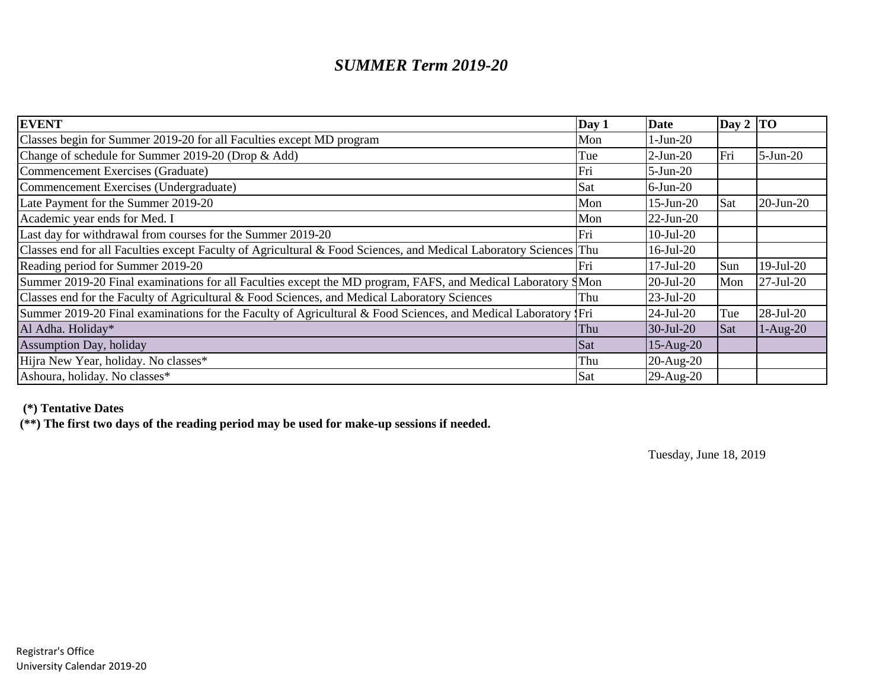## *SUMMER Term 2019-20*

| EVENT | Day 1 | Date | Day 2 | TO |
|---|---|---|---|---|
| Classes begin for Summer 2019-20 for all Faculties except MD program | Mon | 1-Jun-20 | | |
| Change of schedule for Summer 2019-20 (Drop & Add) | Tue | 2-Jun-20 | Fri | 5-Jun-20 |
| Commencement Exercises (Graduate) | Fri | 5-Jun-20 | | |
| Commencement Exercises (Undergraduate) | Sat | 6-Jun-20 | | |
| Late Payment for the Summer 2019-20 | Mon | 15-Jun-20 | Sat | 20-Jun-20 |
| Academic year ends for Med. I | Mon | 22-Jun-20 | | |
| Last day for withdrawal from courses for the Summer 2019-20 | Fri | 10-Jul-20 | | |
| Classes end for all Faculties except Faculty of Agricultural & Food Sciences, and Medical Laboratory Sciences | Thu | 16-Jul-20 | | |
| Reading period for Summer 2019-20 | Fri | 17-Jul-20 | Sun | 19-Jul-20 |
| Summer 2019-20 Final examinations for all Faculties except the MD program, FAFS, and Medical Laboratory S | Mon | 20-Jul-20 | Mon | 27-Jul-20 |
| Classes end for the Faculty of Agricultural & Food Sciences, and Medical Laboratory Sciences | Thu | 23-Jul-20 | | |
| Summer 2019-20 Final examinations for the Faculty of Agricultural & Food Sciences, and Medical Laboratory S | Fri | 24-Jul-20 | Tue | 28-Jul-20 |
| Al Adha. Holiday* | Thu | 30-Jul-20 | Sat | 1-Aug-20 |
| Assumption Day, holiday | Sat | 15-Aug-20 | | |
| Hijra New Year, holiday. No classes* | Thu | 20-Aug-20 | | |
| Ashoura, holiday. No classes* | Sat | 29-Aug-20 | | |

**(*) Tentative Dates**

**(**) The first two days of the reading period may be used for make-up sessions if needed.**

Tuesday, June 18, 2019

Registrar's Office
University Calendar 2019-20